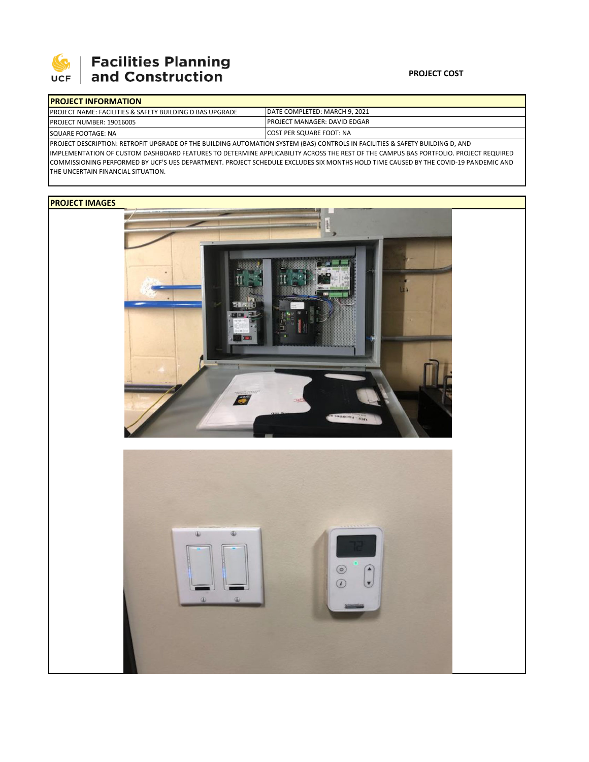Facilities Planning and Construction

**PROJECT COST**

| PROJECT INFORMATION | |
|---|---|
| PROJECT NAME: FACILITIES & SAFETY BUILDING D BAS UPGRADE | DATE COMPLETED: MARCH 9, 2021 |
| PROJECT NUMBER: 19016005 | PROJECT MANAGER: DAVID EDGAR |
| SQUARE FOOTAGE: NA | COST PER SQUARE FOOT: NA |

PROJECT DESCRIPTION: RETROFIT UPGRADE OF THE BUILDING AUTOMATION SYSTEM (BAS) CONTROLS IN FACILITIES & SAFETY BUILDING D, AND IMPLEMENTATION OF CUSTOM DASHBOARD FEATURES TO DETERMINE APPLICABILITY ACROSS THE REST OF THE CAMPUS BAS PORTFOLIO. PROJECT REQUIRED COMMISSIONING PERFORMED BY UCF'S UES DEPARTMENT. PROJECT SCHEDULE EXCLUDES SIX MONTHS HOLD TIME CAUSED BY THE COVID-19 PANDEMIC AND THE UNCERTAIN FINANCIAL SITUATION.

**PROJECT IMAGES**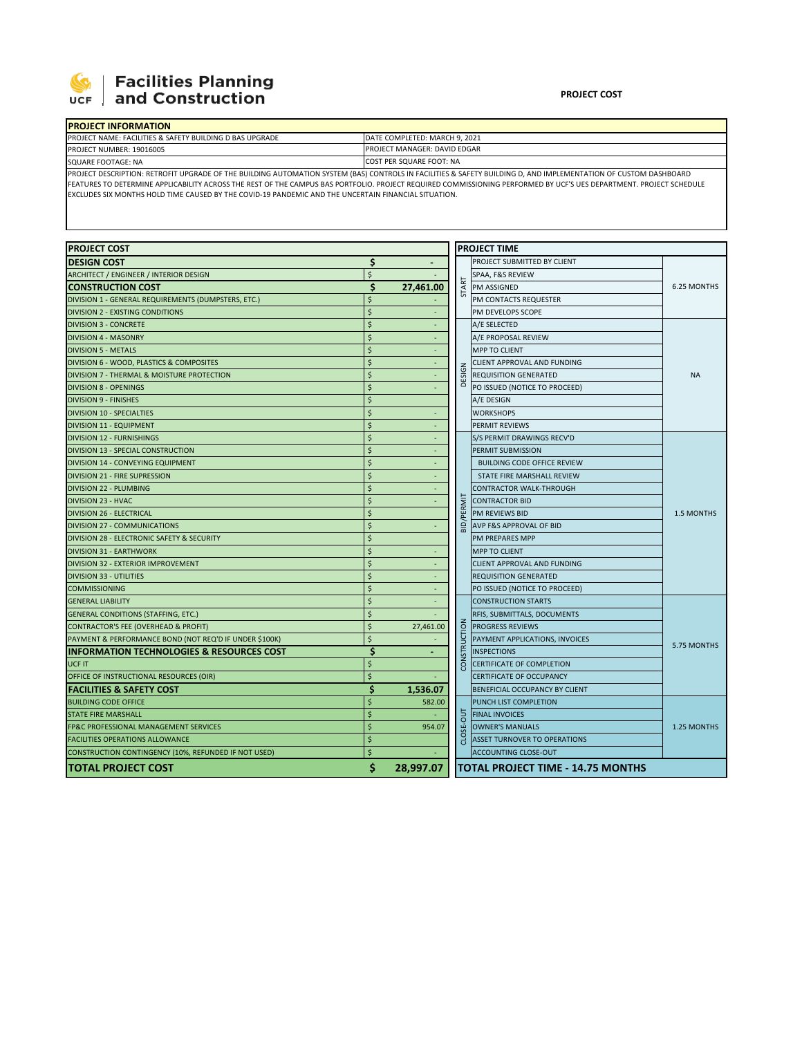**Facilities Planning and Construction**

**PROJECT COST**

| PROJECT INFORMATION | |
|---|---|
| PROJECT NAME: FACILITIES & SAFETY BUILDING D BAS UPGRADE | DATE COMPLETED: MARCH 9, 2021 |
| PROJECT NUMBER: 19016005 | PROJECT MANAGER: DAVID EDGAR |
| SQUARE FOOTAGE: NA | COST PER SQUARE FOOT: NA |

PROJECT DESCRIPTION: RETROFIT UPGRADE OF THE BUILDING AUTOMATION SYSTEM (BAS) CONTROLS IN FACILITIES & SAFETY BUILDING D, AND IMPLEMENTATION OF CUSTOM DASHBOARD FEATURES TO DETERMINE APPLICABILITY ACROSS THE REST OF THE CAMPUS BAS PORTFOLIO. PROJECT REQUIRED COMMISSIONING PERFORMED BY UCF'S UES DEPARTMENT. PROJECT SCHEDULE EXCLUDES SIX MONTHS HOLD TIME CAUSED BY THE COVID-19 PANDEMIC AND THE UNCERTAIN FINANCIAL SITUATION.

| PROJECT COST | |
|---|---|
| **DESIGN COST** | **$ -** |
| ARCHITECT / ENGINEER / INTERIOR DESIGN | $ - |
| **CONSTRUCTION COST** | **$ 27,461.00** |
| DIVISION 1 - GENERAL REQUIREMENTS (DUMPSTERS, ETC.) | $ - |
| DIVISION 2 - EXISTING CONDITIONS | $ - |
| DIVISION 3 - CONCRETE | $ - |
| DIVISION 4 - MASONRY | $ - |
| DIVISION 5 - METALS | $ - |
| DIVISION 6 - WOOD, PLASTICS & COMPOSITES | $ - |
| DIVISION 7 - THERMAL & MOISTURE PROTECTION | $ - |
| DIVISION 8 - OPENINGS | $ - |
| DIVISION 9 - FINISHES | $ |
| DIVISION 10 - SPECIALTIES | $ - |
| DIVISION 11 - EQUIPMENT | $ - |
| DIVISION 12 - FURNISHINGS | $ - |
| DIVISION 13 - SPECIAL CONSTRUCTION | $ - |
| DIVISION 14 - CONVEYING EQUIPMENT | $ - |
| DIVISION 21 - FIRE SUPRESSION | $ - |
| DIVISION 22 - PLUMBING | $ - |
| DIVISION 23 - HVAC | $ - |
| DIVISION 26 - ELECTRICAL | $ |
| DIVISION 27 - COMMUNICATIONS | $ - |
| DIVISION 28 - ELECTRONIC SAFETY & SECURITY | $ |
| DIVISION 31 - EARTHWORK | $ - |
| DIVISION 32 - EXTERIOR IMPROVEMENT | $ - |
| DIVISION 33 - UTILITIES | $ - |
| COMMISSIONING | $ - |
| GENERAL LIABILITY | $ - |
| GENERAL CONDITIONS (STAFFING, ETC.) | $ - |
| CONTRACTOR'S FEE (OVERHEAD & PROFIT) | $ 27,461.00 |
| PAYMENT & PERFORMANCE BOND (NOT REQ'D IF UNDER $100K) | $ - |
| **INFORMATION TECHNOLOGIES & RESOURCES COST** | **$ -** |
| UCF IT | $ |
| OFFICE OF INSTRUCTIONAL RESOURCES (OIR) | $ - |
| **FACILITIES & SAFETY COST** | **$ 1,536.07** |
| BUILDING CODE OFFICE | $ 582.00 |
| STATE FIRE MARSHALL | $ - |
| FP&C PROFESSIONAL MANAGEMENT SERVICES | $ 954.07 |
| FACILITIES OPERATIONS ALLOWANCE | $ |
| CONSTRUCTION CONTINGENCY (10%, REFUNDED IF NOT USED) | $ - |
| **TOTAL PROJECT COST** | **$ 28,997.07** |

| PROJECT TIME | | |
|---|---|---|
| START | PROJECT SUBMITTED BY CLIENT | 6.25 MONTHS |
| | SPAA, F&S REVIEW | |
| | PM ASSIGNED | |
| | PM CONTACTS REQUESTER | |
| | PM DEVELOPS SCOPE | |
| DESIGN | A/E SELECTED | NA |
| | A/E PROPOSAL REVIEW | |
| | MPP TO CLIENT | |
| | CLIENT APPROVAL AND FUNDING | |
| | REQUISITION GENERATED | |
| | PO ISSUED (NOTICE TO PROCEED) | |
| | A/E DESIGN | |
| | WORKSHOPS | |
| | PERMIT REVIEWS | |
| BID/PERMIT | S/S PERMIT DRAWINGS RECV'D | 1.5 MONTHS |
| | PERMIT SUBMISSION | |
| | BUILDING CODE OFFICE REVIEW | |
| | STATE FIRE MARSHALL REVIEW | |
| | CONTRACTOR WALK-THROUGH | |
| | CONTRACTOR BID | |
| | PM REVIEWS BID | |
| | AVP F&S APPROVAL OF BID | |
| | PM PREPARES MPP | |
| | MPP TO CLIENT | |
| | CLIENT APPROVAL AND FUNDING | |
| | REQUISITION GENERATED | |
| | PO ISSUED (NOTICE TO PROCEED) | |
| CONSTRUCTION | CONSTRUCTION STARTS | 5.75 MONTHS |
| | RFIS, SUBMITTALS, DOCUMENTS | |
| | PROGRESS REVIEWS | |
| | PAYMENT APPLICATIONS, INVOICES | |
| | INSPECTIONS | |
| | CERTIFICATE OF COMPLETION | |
| | CERTIFICATE OF OCCUPANCY | |
| | BENEFICIAL OCCUPANCY BY CLIENT | |
| CLOSE-OUT | PUNCH LIST COMPLETION | 1.25 MONTHS |
| | FINAL INVOICES | |
| | OWNER'S MANUALS | |
| | ASSET TURNOVER TO OPERATIONS | |
| | ACCOUNTING CLOSE-OUT | |
| **TOTAL PROJECT TIME - 14.75 MONTHS** | | |